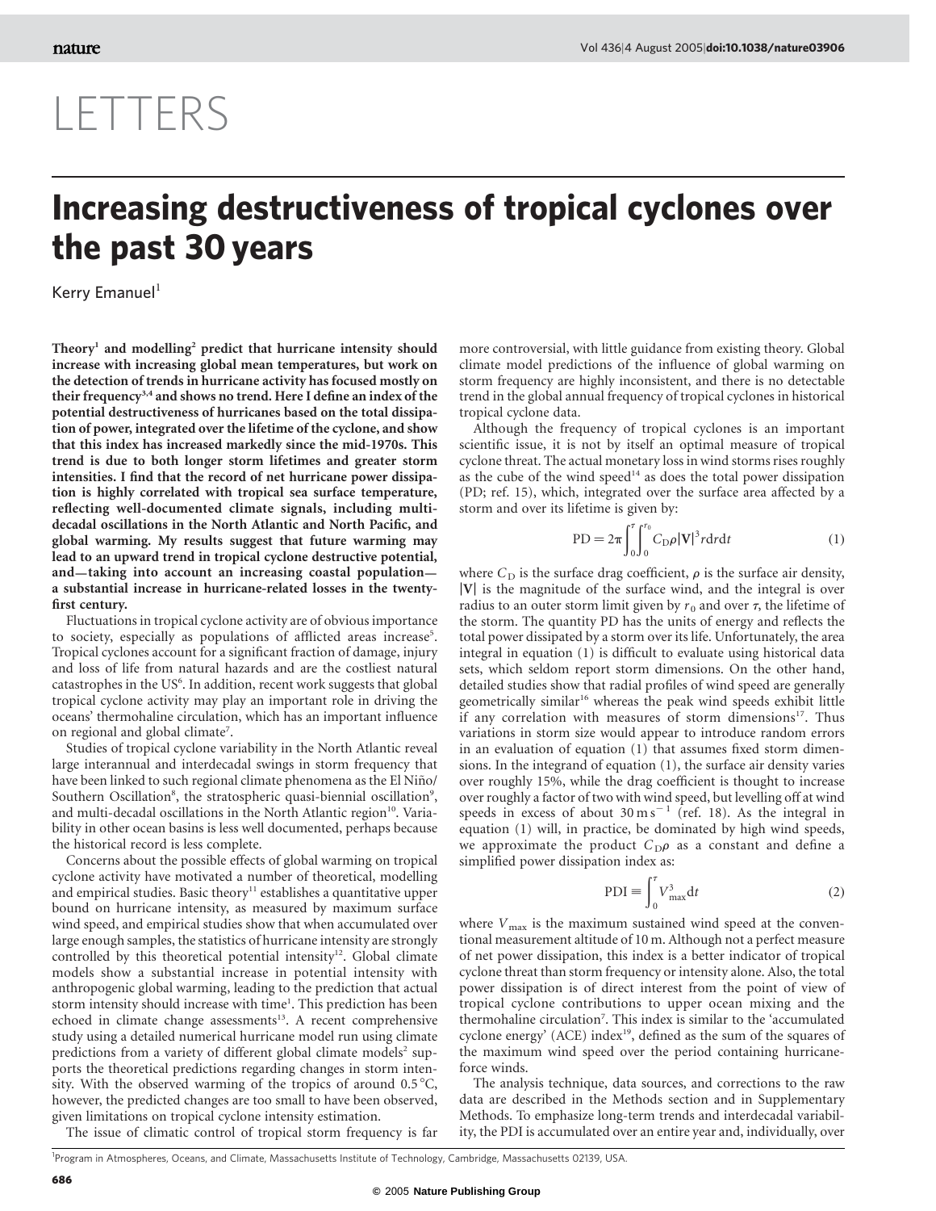# LETTERS

# Increasing destructiveness of tropical cyclones over the past 30 years

Kerry Emanuel[1]

**Theory[1] and modelling[2] predict that hurricane intensity should increase with increasing global mean temperatures, but work on the detection of trends in hurricane activity has focused mostly on their frequency[3,4] and shows no trend. Here I define an index of the potential destructiveness of hurricanes based on the total dissipation of power, integrated over the lifetime of the cyclone, and show that this index has increased markedly since the mid-1970s. This trend is due to both longer storm lifetimes and greater storm intensities. I find that the record of net hurricane power dissipation is highly correlated with tropical sea surface temperature, reflecting well-documented climate signals, including multi-decadal oscillations in the North Atlantic and North Pacific, and global warming. My results suggest that future warming may lead to an upward trend in tropical cyclone destructive potential, and—taking into account an increasing coastal population—a substantial increase in hurricane-related losses in the twenty-first century.**

Fluctuations in tropical cyclone activity are of obvious importance to society, especially as populations of afflicted areas increase[5]. Tropical cyclones account for a significant fraction of damage, injury and loss of life from natural hazards and are the costliest natural catastrophes in the US[6]. In addition, recent work suggests that global tropical cyclone activity may play an important role in driving the oceans' thermohaline circulation, which has an important influence on regional and global climate[7].

Studies of tropical cyclone variability in the North Atlantic reveal large interannual and interdecadal swings in storm frequency that have been linked to such regional climate phenomena as the El Niño/Southern Oscillation[8], the stratospheric quasi-biennial oscillation[9], and multi-decadal oscillations in the North Atlantic region[10]. Variability in other ocean basins is less well documented, perhaps because the historical record is less complete.

Concerns about the possible effects of global warming on tropical cyclone activity have motivated a number of theoretical, modelling and empirical studies. Basic theory[11] establishes a quantitative upper bound on hurricane intensity, as measured by maximum surface wind speed, and empirical studies show that when accumulated over large enough samples, the statistics of hurricane intensity are strongly controlled by this theoretical potential intensity[12]. Global climate models show a substantial increase in potential intensity with anthropogenic global warming, leading to the prediction that actual storm intensity should increase with time[1]. This prediction has been echoed in climate change assessments[13]. A recent comprehensive study using a detailed numerical hurricane model run using climate predictions from a variety of different global climate models[2] supports the theoretical predictions regarding changes in storm intensity. With the observed warming of the tropics of around 0.5 °C, however, the predicted changes are too small to have been observed, given limitations on tropical cyclone intensity estimation.

The issue of climatic control of tropical storm frequency is far more controversial, with little guidance from existing theory. Global climate model predictions of the influence of global warming on storm frequency are highly inconsistent, and there is no detectable trend in the global annual frequency of tropical cyclones in historical tropical cyclone data.

Although the frequency of tropical cyclones is an important scientific issue, it is not by itself an optimal measure of tropical cyclone threat. The actual monetary loss in wind storms rises roughly as the cube of the wind speed[14] as does the total power dissipation (PD; ref. 15), which, integrated over the surface area affected by a storm and over its lifetime is given by:

$$\mathrm{PD} = 2\pi \int_0^{\tau} \int_0^{r_0} C_D \rho |\mathbf{V}|^3 r \,\mathrm{d}r\,\mathrm{d}t \qquad (1)$$

where $C_D$ is the surface drag coefficient, $\rho$ is the surface air density, $|\mathbf{V}|$ is the magnitude of the surface wind, and the integral is over radius to an outer storm limit given by $r_0$ and over $\tau$, the lifetime of the storm. The quantity PD has the units of energy and reflects the total power dissipated by a storm over its life. Unfortunately, the area integral in equation (1) is difficult to evaluate using historical data sets, which seldom report storm dimensions. On the other hand, detailed studies show that radial profiles of wind speed are generally geometrically similar[16] whereas the peak wind speeds exhibit little if any correlation with measures of storm dimensions[17]. Thus variations in storm size would appear to introduce random errors in an evaluation of equation (1) that assumes fixed storm dimensions. In the integrand of equation (1), the surface air density varies over roughly 15%, while the drag coefficient is thought to increase over roughly a factor of two with wind speed, but levelling off at wind speeds in excess of about 30 m s$^{-1}$ (ref. 18). As the integral in equation (1) will, in practice, be dominated by high wind speeds, we approximate the product $C_D\rho$ as a constant and define a simplified power dissipation index as:

$$\mathrm{PDI} \equiv \int_0^{\tau} V_{max}^3 \,\mathrm{d}t \qquad (2)$$

where $V_{max}$ is the maximum sustained wind speed at the conventional measurement altitude of 10 m. Although not a perfect measure of net power dissipation, this index is a better indicator of tropical cyclone threat than storm frequency or intensity alone. Also, the total power dissipation is of direct interest from the point of view of tropical cyclone contributions to upper ocean mixing and the thermohaline circulation[7]. This index is similar to the 'accumulated cyclone energy' (ACE) index[19], defined as the sum of the squares of the maximum wind speed over the period containing hurricane-force winds.

The analysis technique, data sources, and corrections to the raw data are described in the Methods section and in Supplementary Methods. To emphasize long-term trends and interdecadal variability, the PDI is accumulated over an entire year and, individually, over

[1]Program in Atmospheres, Oceans, and Climate, Massachusetts Institute of Technology, Cambridge, Massachusetts 02139, USA.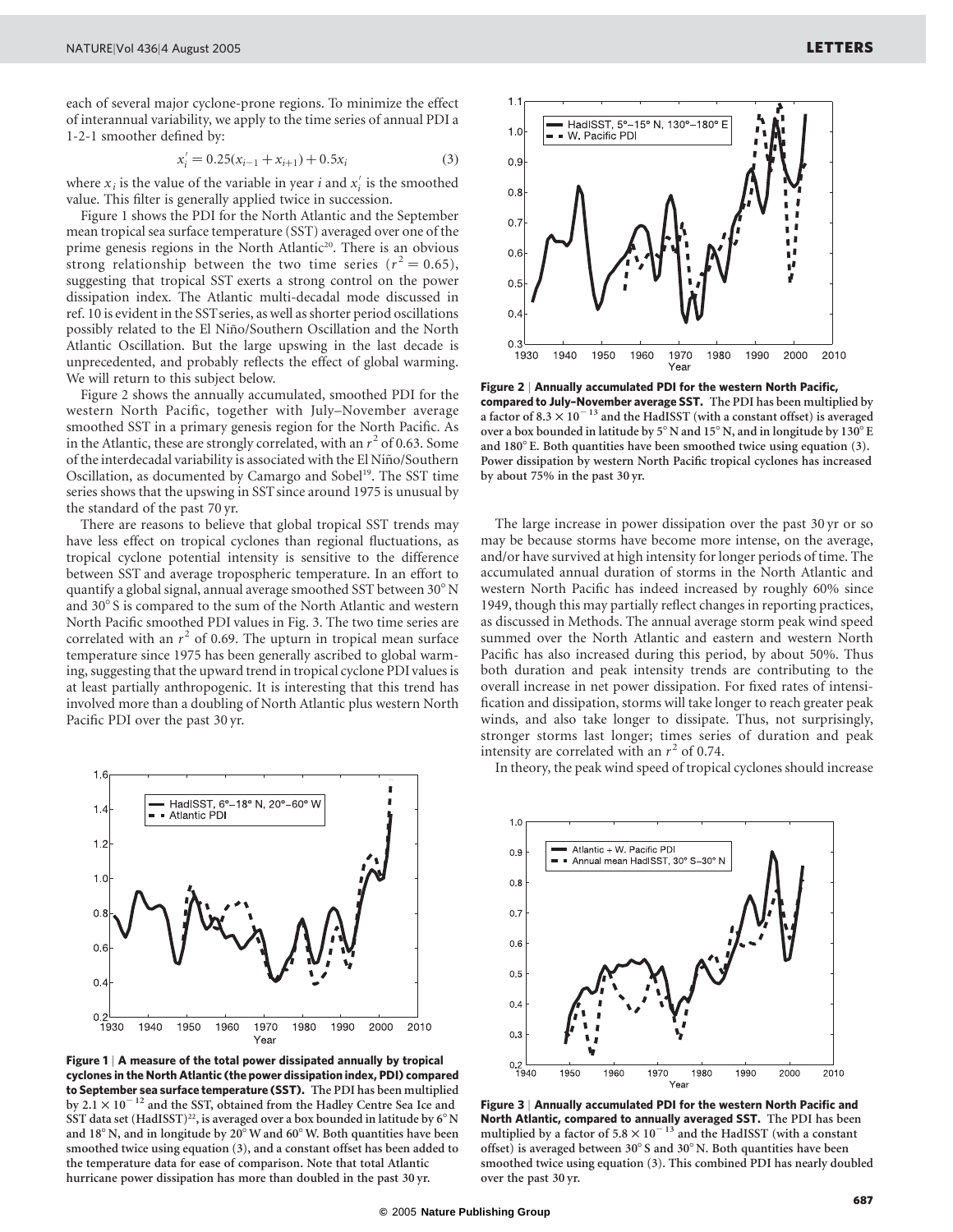each of several major cyclone-prone regions. To minimize the effect of interannual variability, we apply to the time series of annual PDI a 1-2-1 smoother defined by:

$$x_i' = 0.25(x_{i-1} + x_{i+1}) + 0.5x_i \tag{3}$$

where $x_i$ is the value of the variable in year $i$ and $x_i'$ is the smoothed value. This filter is generally applied twice in succession.

Figure 1 shows the PDI for the North Atlantic and the September mean tropical sea surface temperature (SST) averaged over one of the prime genesis regions in the North Atlantic[20]. There is an obvious strong relationship between the two time series ($r^2 = 0.65$), suggesting that tropical SST exerts a strong control on the power dissipation index. The Atlantic multi-decadal mode discussed in ref. 10 is evident in the SST series, as well as shorter period oscillations possibly related to the El Niño/Southern Oscillation and the North Atlantic Oscillation. But the large upswing in the last decade is unprecedented, and probably reflects the effect of global warming. We will return to this subject below.

Figure 2 shows the annually accumulated, smoothed PDI for the western North Pacific, together with July–November average smoothed SST in a primary genesis region for the North Pacific. As in the Atlantic, these are strongly correlated, with an $r^2$ of 0.63. Some of the interdecadal variability is associated with the El Niño/Southern Oscillation, as documented by Camargo and Sobel[19]. The SST time series shows that the upswing in SST since around 1975 is unusual by the standard of the past 70 yr.

There are reasons to believe that global tropical SST trends may have less effect on tropical cyclones than regional fluctuations, as tropical cyclone potential intensity is sensitive to the difference between SST and average tropospheric temperature. In an effort to quantify a global signal, annual average smoothed SST between 30° N and 30° S is compared to the sum of the North Atlantic and western North Pacific smoothed PDI values in Fig. 3. The two time series are correlated with an $r^2$ of 0.69. The upturn in tropical mean surface temperature since 1975 has been generally ascribed to global warming, suggesting that the upward trend in tropical cyclone PDI values is at least partially anthropogenic. It is interesting that this trend has involved more than a doubling of North Atlantic plus western North Pacific PDI over the past 30 yr.

**Figure 1 | A measure of the total power dissipated annually by tropical cyclones in the North Atlantic (the power dissipation index, PDI) compared to September sea surface temperature (SST).** The PDI has been multiplied by $2.1 \times 10^{-12}$ and the SST, obtained from the Hadley Centre Sea Ice and SST data set (HadISST)[22], is averaged over a box bounded in latitude by 6° N and 18° N, and in longitude by 20° W and 60° W. Both quantities have been smoothed twice using equation (3), and a constant offset has been added to the temperature data for ease of comparison. Note that total Atlantic hurricane power dissipation has more than doubled in the past 30 yr.

**Figure 2 | Annually accumulated PDI for the western North Pacific, compared to July–November average SST.** The PDI has been multiplied by a factor of $8.3 \times 10^{-13}$ and the HadISST (with a constant offset) is averaged over a box bounded in latitude by 5° N and 15° N, and in longitude by 130° E and 180° E. Both quantities have been smoothed twice using equation (3). Power dissipation by western North Pacific tropical cyclones has increased by about 75% in the past 30 yr.

The large increase in power dissipation over the past 30 yr or so may be because storms have become more intense, on the average, and/or have survived at high intensity for longer periods of time. The accumulated annual duration of storms in the North Atlantic and western North Pacific has indeed increased by roughly 60% since 1949, though this may partially reflect changes in reporting practices, as discussed in Methods. The annual average storm peak wind speed summed over the North Atlantic and eastern and western North Pacific has also increased during this period, by about 50%. Thus both duration and peak intensity trends are contributing to the overall increase in net power dissipation. For fixed rates of intensification and dissipation, storms will take longer to reach greater peak winds, and also take longer to dissipate. Thus, not surprisingly, stronger storms last longer; times series of duration and peak intensity are correlated with an $r^2$ of 0.74.

In theory, the peak wind speed of tropical cyclones should increase

**Figure 3 | Annually accumulated PDI for the western North Pacific and North Atlantic, compared to annually averaged SST.** The PDI has been multiplied by a factor of $5.8 \times 10^{-13}$ and the HadISST (with a constant offset) is averaged between 30° S and 30° N. Both quantities have been smoothed twice using equation (3). This combined PDI has nearly doubled over the past 30 yr.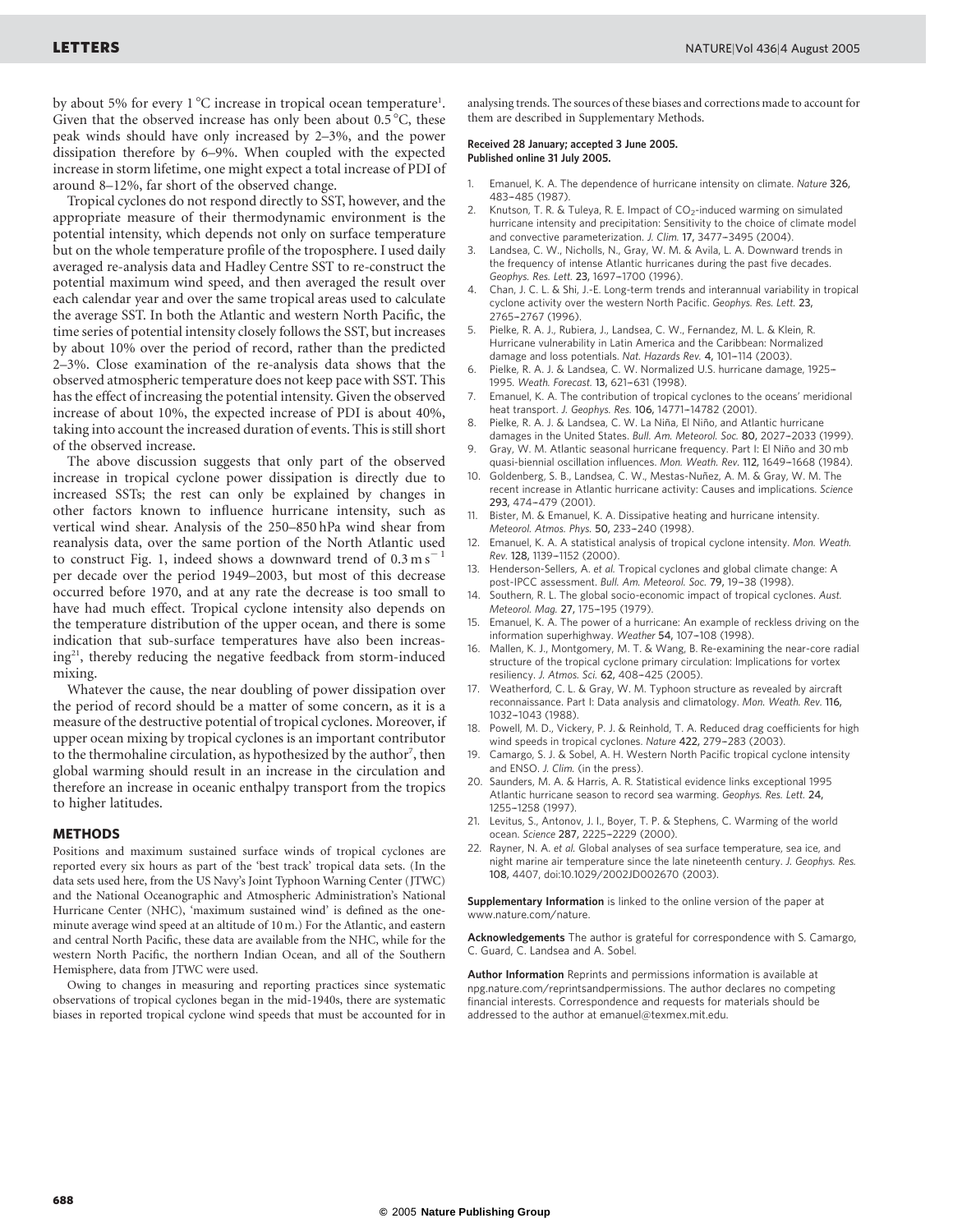by about 5% for every 1 °C increase in tropical ocean temperature[1]. Given that the observed increase has only been about 0.5 °C, these peak winds should have only increased by 2–3%, and the power dissipation therefore by 6–9%. When coupled with the expected increase in storm lifetime, one might expect a total increase of PDI of around 8–12%, far short of the observed change.

Tropical cyclones do not respond directly to SST, however, and the appropriate measure of their thermodynamic environment is the potential intensity, which depends not only on surface temperature but on the whole temperature profile of the troposphere. I used daily averaged re-analysis data and Hadley Centre SST to re-construct the potential maximum wind speed, and then averaged the result over each calendar year and over the same tropical areas used to calculate the average SST. In both the Atlantic and western North Pacific, the time series of potential intensity closely follows the SST, but increases by about 10% over the period of record, rather than the predicted 2–3%. Close examination of the re-analysis data shows that the observed atmospheric temperature does not keep pace with SST. This has the effect of increasing the potential intensity. Given the observed increase of about 10%, the expected increase of PDI is about 40%, taking into account the increased duration of events. This is still short of the observed increase.

The above discussion suggests that only part of the observed increase in tropical cyclone power dissipation is directly due to increased SSTs; the rest can only be explained by changes in other factors known to influence hurricane intensity, such as vertical wind shear. Analysis of the 250–850 hPa wind shear from reanalysis data, over the same portion of the North Atlantic used to construct Fig. 1, indeed shows a downward trend of $0.3\,\mathrm{m\,s^{-1}}$ per decade over the period 1949–2003, but most of this decrease occurred before 1970, and at any rate the decrease is too small to have had much effect. Tropical cyclone intensity also depends on the temperature distribution of the upper ocean, and there is some indication that sub-surface temperatures have also been increasing[21], thereby reducing the negative feedback from storm-induced mixing.

Whatever the cause, the near doubling of power dissipation over the period of record should be a matter of some concern, as it is a measure of the destructive potential of tropical cyclones. Moreover, if upper ocean mixing by tropical cyclones is an important contributor to the thermohaline circulation, as hypothesized by the author[7], then global warming should result in an increase in the circulation and therefore an increase in oceanic enthalpy transport from the tropics to higher latitudes.

## METHODS

Positions and maximum sustained surface winds of tropical cyclones are reported every six hours as part of the 'best track' tropical data sets. (In the data sets used here, from the US Navy's Joint Typhoon Warning Center (JTWC) and the National Oceanographic and Atmospheric Administration's National Hurricane Center (NHC), 'maximum sustained wind' is defined as the one-minute average wind speed at an altitude of 10 m.) For the Atlantic, and eastern and central North Pacific, these data are available from the NHC, while for the western North Pacific, the northern Indian Ocean, and all of the Southern Hemisphere, data from JTWC were used.

Owing to changes in measuring and reporting practices since systematic observations of tropical cyclones began in the mid-1940s, there are systematic biases in reported tropical cyclone wind speeds that must be accounted for in analysing trends. The sources of these biases and corrections made to account for them are described in Supplementary Methods.

**Received 28 January; accepted 3 June 2005.**
**Published online 31 July 2005.**

1. Emanuel, K. A. The dependence of hurricane intensity on climate. *Nature* **326,** 483–485 (1987).
2. Knutson, T. R. & Tuleya, R. E. Impact of $CO_2$-induced warming on simulated hurricane intensity and precipitation: Sensitivity to the choice of climate model and convective parameterization. *J. Clim.* **17,** 3477–3495 (2004).
3. Landsea, C. W., Nicholls, N., Gray, W. M. & Avila, L. A. Downward trends in the frequency of intense Atlantic hurricanes during the past five decades. *Geophys. Res. Lett.* **23,** 1697–1700 (1996).
4. Chan, J. C. L. & Shi, J.-E. Long-term trends and interannual variability in tropical cyclone activity over the western North Pacific. *Geophys. Res. Lett.* **23,** 2765–2767 (1996).
5. Pielke, R. A. J., Rubiera, J., Landsea, C. W., Fernandez, M. L. & Klein, R. Hurricane vulnerability in Latin America and the Caribbean: Normalized damage and loss potentials. *Nat. Hazards Rev.* **4,** 101–114 (2003).
6. Pielke, R. A. J. & Landsea, C. W. Normalized U.S. hurricane damage, 1925–1995. *Weath. Forecast.* **13,** 621–631 (1998).
7. Emanuel, K. A. The contribution of tropical cyclones to the oceans' meridional heat transport. *J. Geophys. Res.* **106,** 14771–14782 (2001).
8. Pielke, R. A. J. & Landsea, C. W. La Niña, El Niño, and Atlantic hurricane damages in the United States. *Bull. Am. Meteorol. Soc.* **80,** 2027–2033 (1999).
9. Gray, W. M. Atlantic seasonal hurricane frequency. Part I: El Niño and 30 mb quasi-biennial oscillation influences. *Mon. Weath. Rev.* **112,** 1649–1668 (1984).
10. Goldenberg, S. B., Landsea, C. W., Mestas-Nuñez, A. M. & Gray, W. M. The recent increase in Atlantic hurricane activity: Causes and implications. *Science* **293,** 474–479 (2001).
11. Bister, M. & Emanuel, K. A. Dissipative heating and hurricane intensity. *Meteorol. Atmos. Phys.* **50,** 233–240 (1998).
12. Emanuel, K. A. A statistical analysis of tropical cyclone intensity. *Mon. Weath. Rev.* **128,** 1139–1152 (2000).
13. Henderson-Sellers, A. *et al.* Tropical cyclones and global climate change: A post-IPCC assessment. *Bull. Am. Meteorol. Soc.* **79,** 19–38 (1998).
14. Southern, R. L. The global socio-economic impact of tropical cyclones. *Aust. Meteorol. Mag.* **27,** 175–195 (1979).
15. Emanuel, K. A. The power of a hurricane: An example of reckless driving on the information superhighway. *Weather* **54,** 107–108 (1998).
16. Mallen, K. J., Montgomery, M. T. & Wang, B. Re-examining the near-core radial structure of the tropical cyclone primary circulation: Implications for vortex resiliency. *J. Atmos. Sci.* **62,** 408–425 (2005).
17. Weatherford, C. L. & Gray, W. M. Typhoon structure as revealed by aircraft reconnaissance. Part I: Data analysis and climatology. *Mon. Weath. Rev.* **116,** 1032–1043 (1988).
18. Powell, M. D., Vickery, P. J. & Reinhold, T. A. Reduced drag coefficients for high wind speeds in tropical cyclones. *Nature* **422,** 279–283 (2003).
19. Camargo, S. J. & Sobel, A. H. Western North Pacific tropical cyclone intensity and ENSO. *J. Clim.* (in the press).
20. Saunders, M. A. & Harris, A. R. Statistical evidence links exceptional 1995 Atlantic hurricane season to record sea warming. *Geophys. Res. Lett.* **24,** 1255–1258 (1997).
21. Levitus, S., Antonov, J. I., Boyer, T. P. & Stephens, C. Warming of the world ocean. *Science* **287,** 2225–2229 (2000).
22. Rayner, N. A. *et al.* Global analyses of sea surface temperature, sea ice, and night marine air temperature since the late nineteenth century. *J. Geophys. Res.* **108,** 4407, doi:10.1029/2002JD002670 (2003).

**Supplementary Information** is linked to the online version of the paper at www.nature.com/nature.

**Acknowledgements** The author is grateful for correspondence with S. Camargo, C. Guard, C. Landsea and A. Sobel.

**Author Information** Reprints and permissions information is available at npg.nature.com/reprintsandpermissions. The author declares no competing financial interests. Correspondence and requests for materials should be addressed to the author at emanuel@texmex.mit.edu.